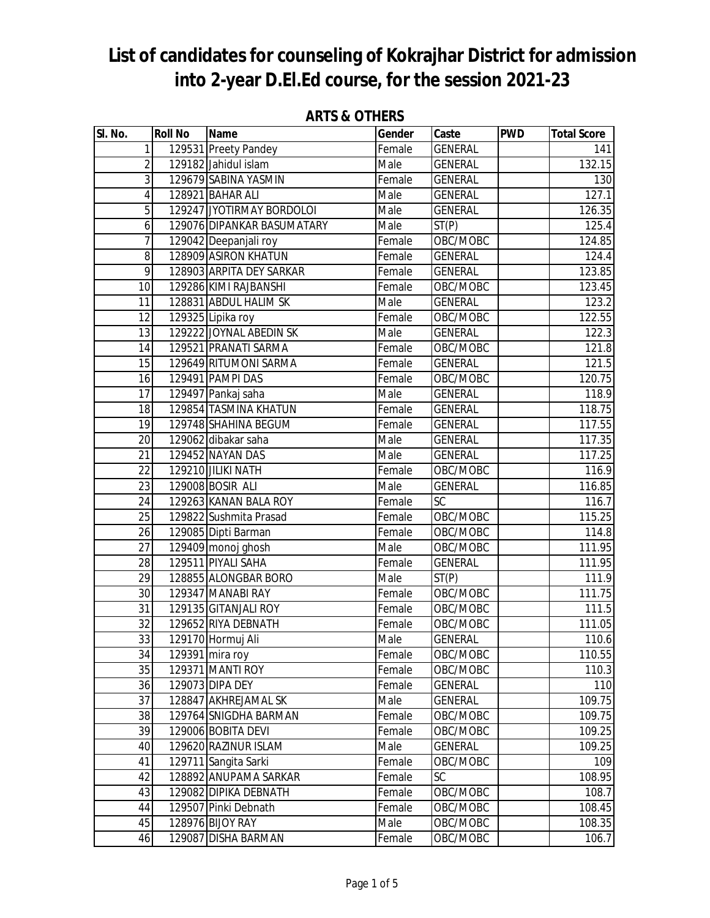# List of candidates for counseling of Kokrajhar District for admission into 2-year D.El.Ed course, for the session 2021-23

## ARTS & OTHERS

| Sl. No. | Roll No | Name | Gender | Caste | PWD | Total Score |
|---|---|---|---|---|---|---|
| 1 | 129531 | Preety Pandey | Female | GENERAL | | 141 |
| 2 | 129182 | Jahidul islam | Male | GENERAL | | 132.15 |
| 3 | 129679 | SABINA YASMIN | Female | GENERAL | | 130 |
| 4 | 128921 | BAHAR ALI | Male | GENERAL | | 127.1 |
| 5 | 129247 | JYOTIRMAY BORDOLOI | Male | GENERAL | | 126.35 |
| 6 | 129076 | DIPANKAR BASUMATARY | Male | ST(P) | | 125.4 |
| 7 | 129042 | Deepanjali roy | Female | OBC/MOBC | | 124.85 |
| 8 | 128909 | ASIRON KHATUN | Female | GENERAL | | 124.4 |
| 9 | 128903 | ARPITA DEY SARKAR | Female | GENERAL | | 123.85 |
| 10 | 129286 | KIMI RAJBANSHI | Female | OBC/MOBC | | 123.45 |
| 11 | 128831 | ABDUL HALIM SK | Male | GENERAL | | 123.2 |
| 12 | 129325 | Lipika roy | Female | OBC/MOBC | | 122.55 |
| 13 | 129222 | JOYNAL ABEDIN SK | Male | GENERAL | | 122.3 |
| 14 | 129521 | PRANATI SARMA | Female | OBC/MOBC | | 121.8 |
| 15 | 129649 | RITUMONI SARMA | Female | GENERAL | | 121.5 |
| 16 | 129491 | PAMPI DAS | Female | OBC/MOBC | | 120.75 |
| 17 | 129497 | Pankaj saha | Male | GENERAL | | 118.9 |
| 18 | 129854 | TASMINA KHATUN | Female | GENERAL | | 118.75 |
| 19 | 129748 | SHAHINA BEGUM | Female | GENERAL | | 117.55 |
| 20 | 129062 | dibakar saha | Male | GENERAL | | 117.35 |
| 21 | 129452 | NAYAN DAS | Male | GENERAL | | 117.25 |
| 22 | 129210 | JILIKI NATH | Female | OBC/MOBC | | 116.9 |
| 23 | 129008 | BOSIR ALI | Male | GENERAL | | 116.85 |
| 24 | 129263 | KANAN BALA ROY | Female | SC | | 116.7 |
| 25 | 129822 | Sushmita Prasad | Female | OBC/MOBC | | 115.25 |
| 26 | 129085 | Dipti Barman | Female | OBC/MOBC | | 114.8 |
| 27 | 129409 | monoj ghosh | Male | OBC/MOBC | | 111.95 |
| 28 | 129511 | PIYALI SAHA | Female | GENERAL | | 111.95 |
| 29 | 128855 | ALONGBAR BORO | Male | ST(P) | | 111.9 |
| 30 | 129347 | MANABI RAY | Female | OBC/MOBC | | 111.75 |
| 31 | 129135 | GITANJALI ROY | Female | OBC/MOBC | | 111.5 |
| 32 | 129652 | RIYA DEBNATH | Female | OBC/MOBC | | 111.05 |
| 33 | 129170 | Hormuj Ali | Male | GENERAL | | 110.6 |
| 34 | 129391 | mira roy | Female | OBC/MOBC | | 110.55 |
| 35 | 129371 | MANTI ROY | Female | OBC/MOBC | | 110.3 |
| 36 | 129073 | DIPA DEY | Female | GENERAL | | 110 |
| 37 | 128847 | AKHREJAMAL SK | Male | GENERAL | | 109.75 |
| 38 | 129764 | SNIGDHA BARMAN | Female | OBC/MOBC | | 109.75 |
| 39 | 129006 | BOBITA DEVI | Female | OBC/MOBC | | 109.25 |
| 40 | 129620 | RAZINUR ISLAM | Male | GENERAL | | 109.25 |
| 41 | 129711 | Sangita Sarki | Female | OBC/MOBC | | 109 |
| 42 | 128892 | ANUPAMA SARKAR | Female | SC | | 108.95 |
| 43 | 129082 | DIPIKA DEBNATH | Female | OBC/MOBC | | 108.7 |
| 44 | 129507 | Pinki Debnath | Female | OBC/MOBC | | 108.45 |
| 45 | 128976 | BIJOY RAY | Male | OBC/MOBC | | 108.35 |
| 46 | 129087 | DISHA BARMAN | Female | OBC/MOBC | | 106.7 |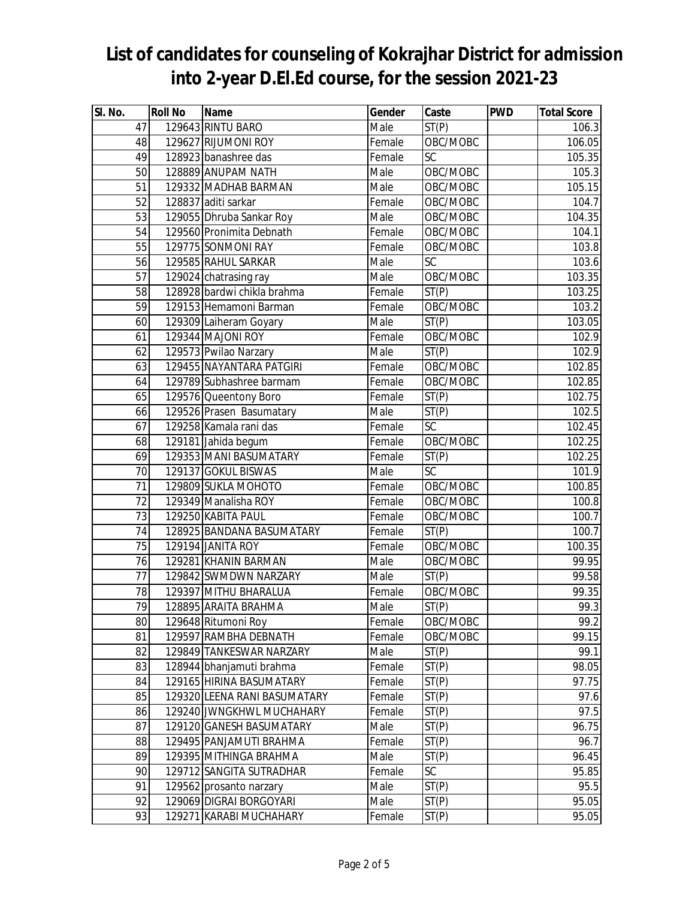# List of candidates for counseling of Kokrajhar District for admission into 2-year D.El.Ed course, for the session 2021-23

| Sl. No. | Roll No | Name | Gender | Caste | PWD | Total Score |
|---|---|---|---|---|---|---|
| 47 | 129643 | RINTU BARO | Male | ST(P) | | 106.3 |
| 48 | 129627 | RIJUMONI ROY | Female | OBC/MOBC | | 106.05 |
| 49 | 128923 | banashree das | Female | SC | | 105.35 |
| 50 | 128889 | ANUPAM NATH | Male | OBC/MOBC | | 105.3 |
| 51 | 129332 | MADHAB BARMAN | Male | OBC/MOBC | | 105.15 |
| 52 | 128837 | aditi sarkar | Female | OBC/MOBC | | 104.7 |
| 53 | 129055 | Dhruba Sankar Roy | Male | OBC/MOBC | | 104.35 |
| 54 | 129560 | Pronimita Debnath | Female | OBC/MOBC | | 104.1 |
| 55 | 129775 | SONMONI RAY | Female | OBC/MOBC | | 103.8 |
| 56 | 129585 | RAHUL SARKAR | Male | SC | | 103.6 |
| 57 | 129024 | chatrasing ray | Male | OBC/MOBC | | 103.35 |
| 58 | 128928 | bardwi chikla brahma | Female | ST(P) | | 103.25 |
| 59 | 129153 | Hemamoni Barman | Female | OBC/MOBC | | 103.2 |
| 60 | 129309 | Laiheram Goyary | Male | ST(P) | | 103.05 |
| 61 | 129344 | MAJONI ROY | Female | OBC/MOBC | | 102.9 |
| 62 | 129573 | Pwilao Narzary | Male | ST(P) | | 102.9 |
| 63 | 129455 | NAYANTARA PATGIRI | Female | OBC/MOBC | | 102.85 |
| 64 | 129789 | Subhashree barmam | Female | OBC/MOBC | | 102.85 |
| 65 | 129576 | Queentony Boro | Female | ST(P) | | 102.75 |
| 66 | 129526 | Prasen Basumatary | Male | ST(P) | | 102.5 |
| 67 | 129258 | Kamala rani das | Female | SC | | 102.45 |
| 68 | 129181 | Jahida begum | Female | OBC/MOBC | | 102.25 |
| 69 | 129353 | MANI BASUMATARY | Female | ST(P) | | 102.25 |
| 70 | 129137 | GOKUL BISWAS | Male | SC | | 101.9 |
| 71 | 129809 | SUKLA MOHOTO | Female | OBC/MOBC | | 100.85 |
| 72 | 129349 | Manalisha ROY | Female | OBC/MOBC | | 100.8 |
| 73 | 129250 | KABITA PAUL | Female | OBC/MOBC | | 100.7 |
| 74 | 128925 | BANDANA BASUMATARY | Female | ST(P) | | 100.7 |
| 75 | 129194 | JANITA ROY | Female | OBC/MOBC | | 100.35 |
| 76 | 129281 | KHANIN BARMAN | Male | OBC/MOBC | | 99.95 |
| 77 | 129842 | SWMDWN NARZARY | Male | ST(P) | | 99.58 |
| 78 | 129397 | MITHU BHARALUA | Female | OBC/MOBC | | 99.35 |
| 79 | 128895 | ARAITA BRAHMA | Male | ST(P) | | 99.3 |
| 80 | 129648 | Ritumoni Roy | Female | OBC/MOBC | | 99.2 |
| 81 | 129597 | RAMBHA DEBNATH | Female | OBC/MOBC | | 99.15 |
| 82 | 129849 | TANKESWAR NARZARY | Male | ST(P) | | 99.1 |
| 83 | 128944 | bhanjamuti brahma | Female | ST(P) | | 98.05 |
| 84 | 129165 | HIRINA BASUMATARY | Female | ST(P) | | 97.75 |
| 85 | 129320 | LEENA RANI BASUMATARY | Female | ST(P) | | 97.6 |
| 86 | 129240 | JWNGKHWL MUCHAHARY | Female | ST(P) | | 97.5 |
| 87 | 129120 | GANESH BASUMATARY | Male | ST(P) | | 96.75 |
| 88 | 129495 | PANJAMUTI BRAHMA | Female | ST(P) | | 96.7 |
| 89 | 129395 | MITHINGA BRAHMA | Male | ST(P) | | 96.45 |
| 90 | 129712 | SANGITA SUTRADHAR | Female | SC | | 95.85 |
| 91 | 129562 | prosanto narzary | Male | ST(P) | | 95.5 |
| 92 | 129069 | DIGRAI BORGOYARI | Male | ST(P) | | 95.05 |
| 93 | 129271 | KARABI MUCHAHARY | Female | ST(P) | | 95.05 |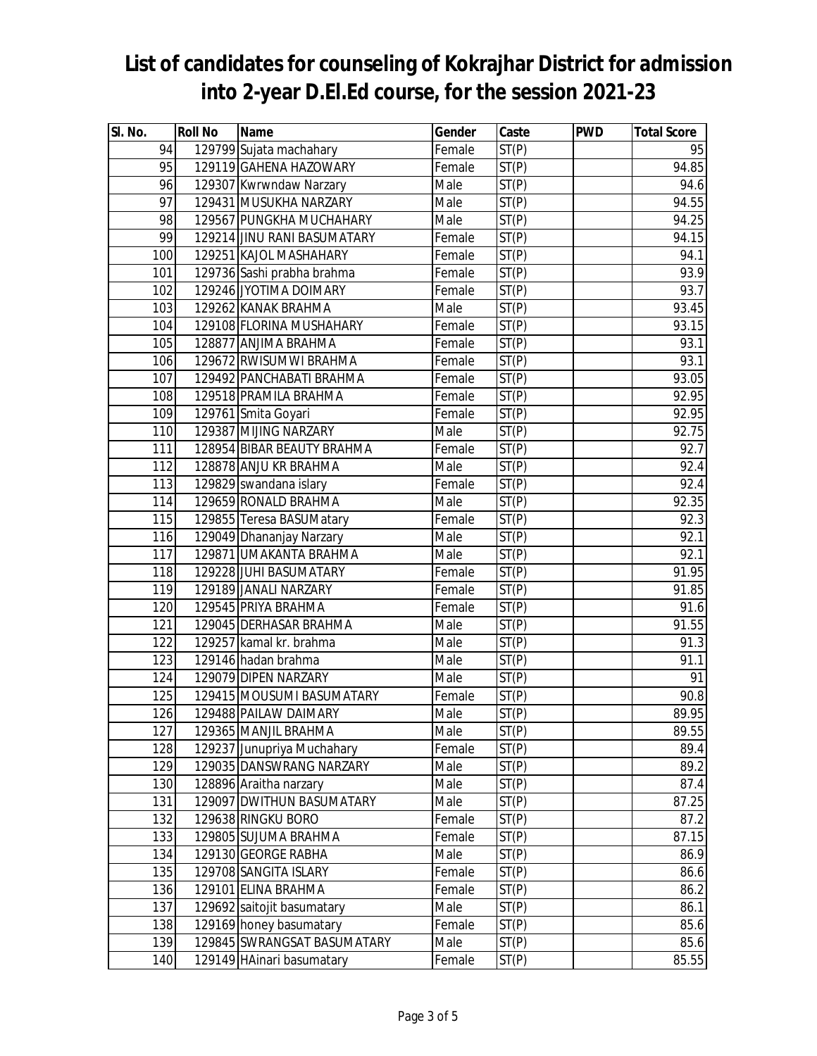# List of candidates for counseling of Kokrajhar District for admission into 2-year D.El.Ed course, for the session 2021-23

| Sl. No. | Roll No | Name | Gender | Caste | PWD | Total Score |
|---|---|---|---|---|---|---|
| 94 | 129799 | Sujata machahary | Female | ST(P) | | 95 |
| 95 | 129119 | GAHENA HAZOWARY | Female | ST(P) | | 94.85 |
| 96 | 129307 | Kwrwndaw Narzary | Male | ST(P) | | 94.6 |
| 97 | 129431 | MUSUKHA NARZARY | Male | ST(P) | | 94.55 |
| 98 | 129567 | PUNGKHA MUCHAHARY | Male | ST(P) | | 94.25 |
| 99 | 129214 | JINU RANI BASUMATARY | Female | ST(P) | | 94.15 |
| 100 | 129251 | KAJOL MASHAHARY | Female | ST(P) | | 94.1 |
| 101 | 129736 | Sashi prabha brahma | Female | ST(P) | | 93.9 |
| 102 | 129246 | JYOTIMA DOIMARY | Female | ST(P) | | 93.7 |
| 103 | 129262 | KANAK BRAHMA | Male | ST(P) | | 93.45 |
| 104 | 129108 | FLORINA MUSHAHARY | Female | ST(P) | | 93.15 |
| 105 | 128877 | ANJIMA BRAHMA | Female | ST(P) | | 93.1 |
| 106 | 129672 | RWISUMWI BRAHMA | Female | ST(P) | | 93.1 |
| 107 | 129492 | PANCHABATI BRAHMA | Female | ST(P) | | 93.05 |
| 108 | 129518 | PRAMILA BRAHMA | Female | ST(P) | | 92.95 |
| 109 | 129761 | Smita Goyari | Female | ST(P) | | 92.95 |
| 110 | 129387 | MIJING NARZARY | Male | ST(P) | | 92.75 |
| 111 | 128954 | BIBAR BEAUTY BRAHMA | Female | ST(P) | | 92.7 |
| 112 | 128878 | ANJU KR BRAHMA | Male | ST(P) | | 92.4 |
| 113 | 129829 | swandana islary | Female | ST(P) | | 92.4 |
| 114 | 129659 | RONALD BRAHMA | Male | ST(P) | | 92.35 |
| 115 | 129855 | Teresa BASUMatary | Female | ST(P) | | 92.3 |
| 116 | 129049 | Dhananjay Narzary | Male | ST(P) | | 92.1 |
| 117 | 129871 | UMAKANTA BRAHMA | Male | ST(P) | | 92.1 |
| 118 | 129228 | JUHI BASUMATARY | Female | ST(P) | | 91.95 |
| 119 | 129189 | JANALI NARZARY | Female | ST(P) | | 91.85 |
| 120 | 129545 | PRIYA BRAHMA | Female | ST(P) | | 91.6 |
| 121 | 129045 | DERHASAR BRAHMA | Male | ST(P) | | 91.55 |
| 122 | 129257 | kamal kr. brahma | Male | ST(P) | | 91.3 |
| 123 | 129146 | hadan brahma | Male | ST(P) | | 91.1 |
| 124 | 129079 | DIPEN NARZARY | Male | ST(P) | | 91 |
| 125 | 129415 | MOUSUMI BASUMATARY | Female | ST(P) | | 90.8 |
| 126 | 129488 | PAILAW DAIMARY | Male | ST(P) | | 89.95 |
| 127 | 129365 | MANJIL BRAHMA | Male | ST(P) | | 89.55 |
| 128 | 129237 | Junupriya Muchahary | Female | ST(P) | | 89.4 |
| 129 | 129035 | DANSWRANG NARZARY | Male | ST(P) | | 89.2 |
| 130 | 128896 | Araitha narzary | Male | ST(P) | | 87.4 |
| 131 | 129097 | DWITHUN BASUMATARY | Male | ST(P) | | 87.25 |
| 132 | 129638 | RINGKU BORO | Female | ST(P) | | 87.2 |
| 133 | 129805 | SUJUMA BRAHMA | Female | ST(P) | | 87.15 |
| 134 | 129130 | GEORGE RABHA | Male | ST(P) | | 86.9 |
| 135 | 129708 | SANGITA ISLARY | Female | ST(P) | | 86.6 |
| 136 | 129101 | ELINA BRAHMA | Female | ST(P) | | 86.2 |
| 137 | 129692 | saitojit basumatary | Male | ST(P) | | 86.1 |
| 138 | 129169 | honey basumatary | Female | ST(P) | | 85.6 |
| 139 | 129845 | SWRANGSAT BASUMATARY | Male | ST(P) | | 85.6 |
| 140 | 129149 | HAinari basumatary | Female | ST(P) | | 85.55 |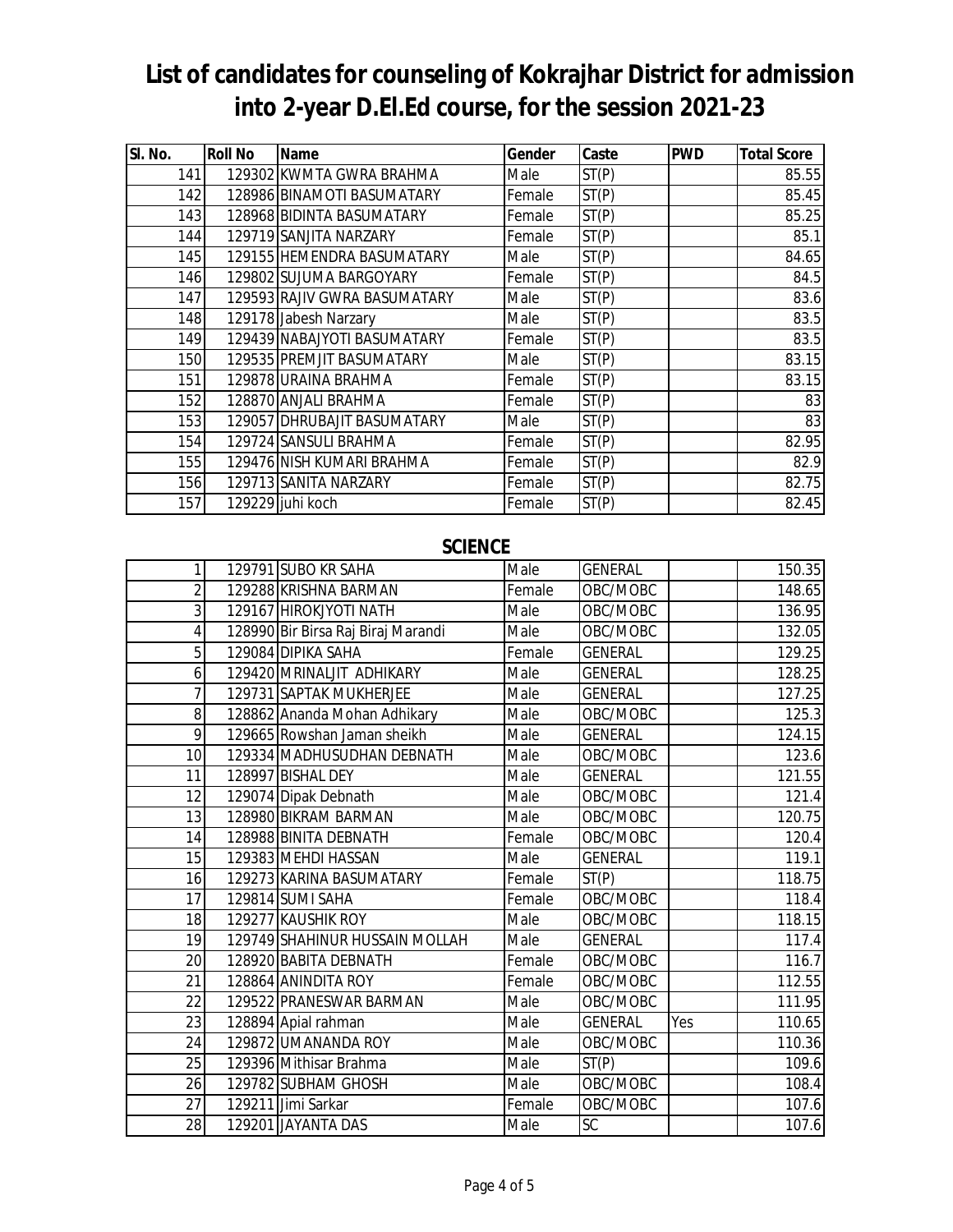# List of candidates for counseling of Kokrajhar District for admission into 2-year D.El.Ed course, for the session 2021-23

| Sl. No. | Roll No | Name | Gender | Caste | PWD | Total Score |
|---|---|---|---|---|---|---|
| 141 | 129302 | KWMTA GWRA BRAHMA | Male | ST(P) | | 85.55 |
| 142 | 128986 | BINAMOTI BASUMATARY | Female | ST(P) | | 85.45 |
| 143 | 128968 | BIDINTA BASUMATARY | Female | ST(P) | | 85.25 |
| 144 | 129719 | SANJITA NARZARY | Female | ST(P) | | 85.1 |
| 145 | 129155 | HEMENDRA BASUMATARY | Male | ST(P) | | 84.65 |
| 146 | 129802 | SUJUMA BARGOYARY | Female | ST(P) | | 84.5 |
| 147 | 129593 | RAJIV GWRA BASUMATARY | Male | ST(P) | | 83.6 |
| 148 | 129178 | Jabesh Narzary | Male | ST(P) | | 83.5 |
| 149 | 129439 | NABAJYOTI BASUMATARY | Female | ST(P) | | 83.5 |
| 150 | 129535 | PREMJIT BASUMATARY | Male | ST(P) | | 83.15 |
| 151 | 129878 | URAINA BRAHMA | Female | ST(P) | | 83.15 |
| 152 | 128870 | ANJALI BRAHMA | Female | ST(P) | | 83 |
| 153 | 129057 | DHRUBAJIT BASUMATARY | Male | ST(P) | | 83 |
| 154 | 129724 | SANSULI BRAHMA | Female | ST(P) | | 82.95 |
| 155 | 129476 | NISH KUMARI BRAHMA | Female | ST(P) | | 82.9 |
| 156 | 129713 | SANITA NARZARY | Female | ST(P) | | 82.75 |
| 157 | 129229 | juhi koch | Female | ST(P) | | 82.45 |

## SCIENCE

| Sl. No. | Roll No | Name | Gender | Caste | PWD | Total Score |
|---|---|---|---|---|---|---|
| 1 | 129791 | SUBO KR SAHA | Male | GENERAL | | 150.35 |
| 2 | 129288 | KRISHNA BARMAN | Female | OBC/MOBC | | 148.65 |
| 3 | 129167 | HIROKJYOTI NATH | Male | OBC/MOBC | | 136.95 |
| 4 | 128990 | Bir Birsa Raj Biraj Marandi | Male | OBC/MOBC | | 132.05 |
| 5 | 129084 | DIPIKA SAHA | Female | GENERAL | | 129.25 |
| 6 | 129420 | MRINALJIT ADHIKARY | Male | GENERAL | | 128.25 |
| 7 | 129731 | SAPTAK MUKHERJEE | Male | GENERAL | | 127.25 |
| 8 | 128862 | Ananda Mohan Adhikary | Male | OBC/MOBC | | 125.3 |
| 9 | 129665 | Rowshan Jaman sheikh | Male | GENERAL | | 124.15 |
| 10 | 129334 | MADHUSUDHAN DEBNATH | Male | OBC/MOBC | | 123.6 |
| 11 | 128997 | BISHAL DEY | Male | GENERAL | | 121.55 |
| 12 | 129074 | Dipak Debnath | Male | OBC/MOBC | | 121.4 |
| 13 | 128980 | BIKRAM BARMAN | Male | OBC/MOBC | | 120.75 |
| 14 | 128988 | BINITA DEBNATH | Female | OBC/MOBC | | 120.4 |
| 15 | 129383 | MEHDI HASSAN | Male | GENERAL | | 119.1 |
| 16 | 129273 | KARINA BASUMATARY | Female | ST(P) | | 118.75 |
| 17 | 129814 | SUMI SAHA | Female | OBC/MOBC | | 118.4 |
| 18 | 129277 | KAUSHIK ROY | Male | OBC/MOBC | | 118.15 |
| 19 | 129749 | SHAHINUR HUSSAIN MOLLAH | Male | GENERAL | | 117.4 |
| 20 | 128920 | BABITA DEBNATH | Female | OBC/MOBC | | 116.7 |
| 21 | 128864 | ANINDITA ROY | Female | OBC/MOBC | | 112.55 |
| 22 | 129522 | PRANESWAR BARMAN | Male | OBC/MOBC | | 111.95 |
| 23 | 128894 | Apial rahman | Male | GENERAL | Yes | 110.65 |
| 24 | 129872 | UMANANDA ROY | Male | OBC/MOBC | | 110.36 |
| 25 | 129396 | Mithisar Brahma | Male | ST(P) | | 109.6 |
| 26 | 129782 | SUBHAM GHOSH | Male | OBC/MOBC | | 108.4 |
| 27 | 129211 | Jimi Sarkar | Female | OBC/MOBC | | 107.6 |
| 28 | 129201 | JAYANTA DAS | Male | SC | | 107.6 |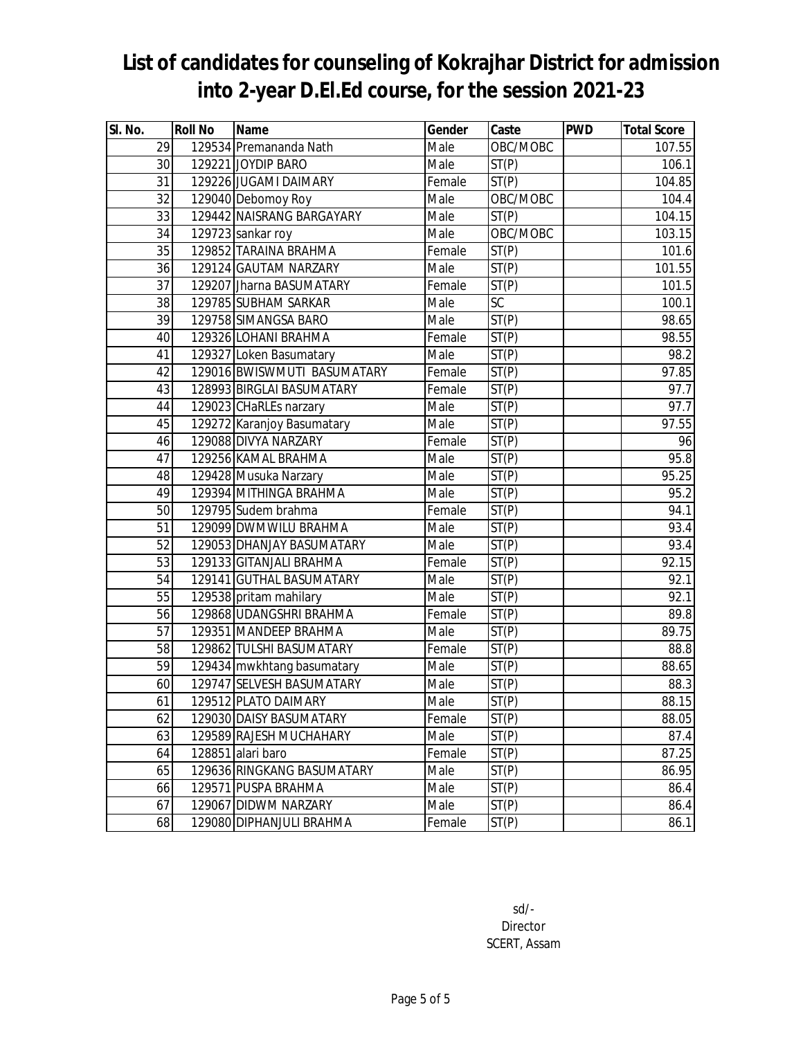# List of candidates for counseling of Kokrajhar District for admission into 2-year D.El.Ed course, for the session 2021-23

| Sl. No. | Roll No | Name | Gender | Caste | PWD | Total Score |
|---|---|---|---|---|---|---|
| 29 | 129534 | Premananda Nath | Male | OBC/MOBC | | 107.55 |
| 30 | 129221 | JOYDIP BARO | Male | ST(P) | | 106.1 |
| 31 | 129226 | JUGAMI DAIMARY | Female | ST(P) | | 104.85 |
| 32 | 129040 | Debomoy Roy | Male | OBC/MOBC | | 104.4 |
| 33 | 129442 | NAISRANG BARGAYARY | Male | ST(P) | | 104.15 |
| 34 | 129723 | sankar roy | Male | OBC/MOBC | | 103.15 |
| 35 | 129852 | TARAINA BRAHMA | Female | ST(P) | | 101.6 |
| 36 | 129124 | GAUTAM NARZARY | Male | ST(P) | | 101.55 |
| 37 | 129207 | Jharna BASUMATARY | Female | ST(P) | | 101.5 |
| 38 | 129785 | SUBHAM SARKAR | Male | SC | | 100.1 |
| 39 | 129758 | SIMANGSA BARO | Male | ST(P) | | 98.65 |
| 40 | 129326 | LOHANI BRAHMA | Female | ST(P) | | 98.55 |
| 41 | 129327 | Loken Basumatary | Male | ST(P) | | 98.2 |
| 42 | 129016 | BWISWMUTI BASUMATARY | Female | ST(P) | | 97.85 |
| 43 | 128993 | BIRGLAI BASUMATARY | Female | ST(P) | | 97.7 |
| 44 | 129023 | CHaRLEs narzary | Male | ST(P) | | 97.7 |
| 45 | 129272 | Karanjoy Basumatary | Male | ST(P) | | 97.55 |
| 46 | 129088 | DIVYA NARZARY | Female | ST(P) | | 96 |
| 47 | 129256 | KAMAL BRAHMA | Male | ST(P) | | 95.8 |
| 48 | 129428 | Musuka Narzary | Male | ST(P) | | 95.25 |
| 49 | 129394 | MITHINGA BRAHMA | Male | ST(P) | | 95.2 |
| 50 | 129795 | Sudem brahma | Female | ST(P) | | 94.1 |
| 51 | 129099 | DWMWILU BRAHMA | Male | ST(P) | | 93.4 |
| 52 | 129053 | DHANJAY BASUMATARY | Male | ST(P) | | 93.4 |
| 53 | 129133 | GITANJALI BRAHMA | Female | ST(P) | | 92.15 |
| 54 | 129141 | GUTHAL BASUMATARY | Male | ST(P) | | 92.1 |
| 55 | 129538 | pritam mahilary | Male | ST(P) | | 92.1 |
| 56 | 129868 | UDANGSHRI BRAHMA | Female | ST(P) | | 89.8 |
| 57 | 129351 | MANDEEP BRAHMA | Male | ST(P) | | 89.75 |
| 58 | 129862 | TULSHI BASUMATARY | Female | ST(P) | | 88.8 |
| 59 | 129434 | mwkhtang basumatary | Male | ST(P) | | 88.65 |
| 60 | 129747 | SELVESH BASUMATARY | Male | ST(P) | | 88.3 |
| 61 | 129512 | PLATO DAIMARY | Male | ST(P) | | 88.15 |
| 62 | 129030 | DAISY BASUMATARY | Female | ST(P) | | 88.05 |
| 63 | 129589 | RAJESH MUCHAHARY | Male | ST(P) | | 87.4 |
| 64 | 128851 | alari baro | Female | ST(P) | | 87.25 |
| 65 | 129636 | RINGKANG BASUMATARY | Male | ST(P) | | 86.95 |
| 66 | 129571 | PUSPA BRAHMA | Male | ST(P) | | 86.4 |
| 67 | 129067 | DIDWM NARZARY | Male | ST(P) | | 86.4 |
| 68 | 129080 | DIPHANJULI BRAHMA | Female | ST(P) | | 86.1 |

sd/-
Director
SCERT, Assam